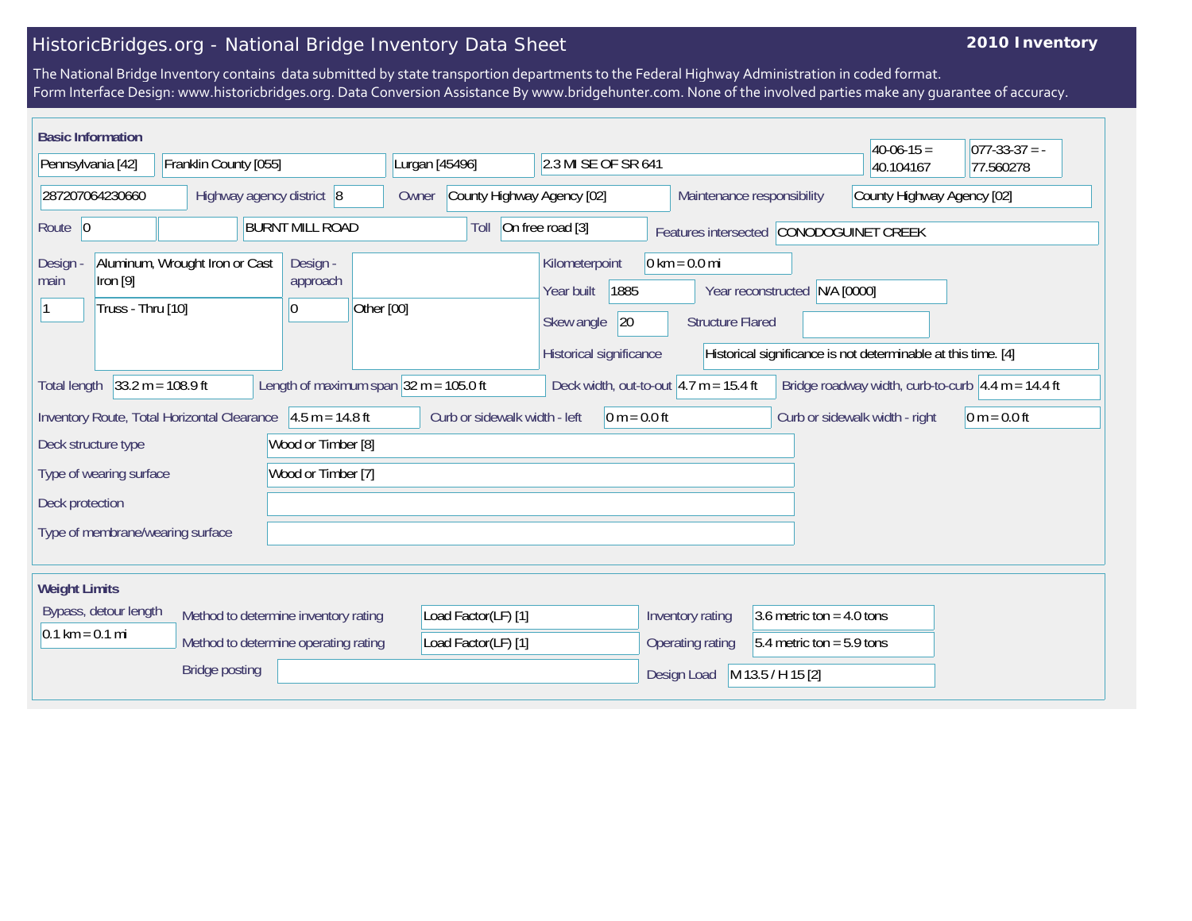# HistoricBridges.org - National Bridge Inventory Data Sheet

**2010 Inventory**

The National Bridge Inventory contains data submitted by state transportion departments to the Federal Highway Administration in coded format.
Form Interface Design: www.historicbridges.org. Data Conversion Assistance By www.bridgehunter.com. None of the involved parties make any guarantee of accuracy.

## Basic Information

| | |
|---|---|
| State | Pennsylvania [42] |
| County | Franklin County [055] |
| Place | Lurgan [45496] |
| Location | 2.3 MI SE OF SR 641 |
| Latitude | 40-06-15 = 40.104167 |
| Longitude | 077-33-37 = -77.560278 |
| Structure Number | 287207064230660 |
| Highway agency district | 8 |
| Owner | County Highway Agency [02] |
| Maintenance responsibility | County Highway Agency [02] |
| Route | 0 |
| Facility carried | BURNT MILL ROAD |
| Toll | On free road [3] |
| Features intersected | CONODOGUINET CREEK |
| Design - main | Aluminum, Wrought Iron or Cast Iron [9] |
| | 1 — Truss - Thru [10] |
| Design - approach | 0 — Other [00] |
| Kilometerpoint | 0 km = 0.0 mi |
| Year built | 1885 |
| Year reconstructed | N/A [0000] |
| Skew angle | 20 |
| Structure Flared | |
| Historical significance | Historical significance is not determinable at this time. [4] |
| Total length | 33.2 m = 108.9 ft |
| Length of maximum span | 32 m = 105.0 ft |
| Deck width, out-to-out | 4.7 m = 15.4 ft |
| Bridge roadway width, curb-to-curb | 4.4 m = 14.4 ft |
| Inventory Route, Total Horizontal Clearance | 4.5 m = 14.8 ft |
| Curb or sidewalk width - left | 0 m = 0.0 ft |
| Curb or sidewalk width - right | 0 m = 0.0 ft |
| Deck structure type | Wood or Timber [8] |
| Type of wearing surface | Wood or Timber [7] |
| Deck protection | |
| Type of membrane/wearing surface | |

## Weight Limits

| | |
|---|---|
| Bypass, detour length | 0.1 km = 0.1 mi |
| Method to determine inventory rating | Load Factor(LF) [1] |
| Method to determine operating rating | Load Factor(LF) [1] |
| Inventory rating | 3.6 metric ton = 4.0 tons |
| Operating rating | 5.4 metric ton = 5.9 tons |
| Bridge posting | |
| Design Load | M 13.5 / H 15 [2] |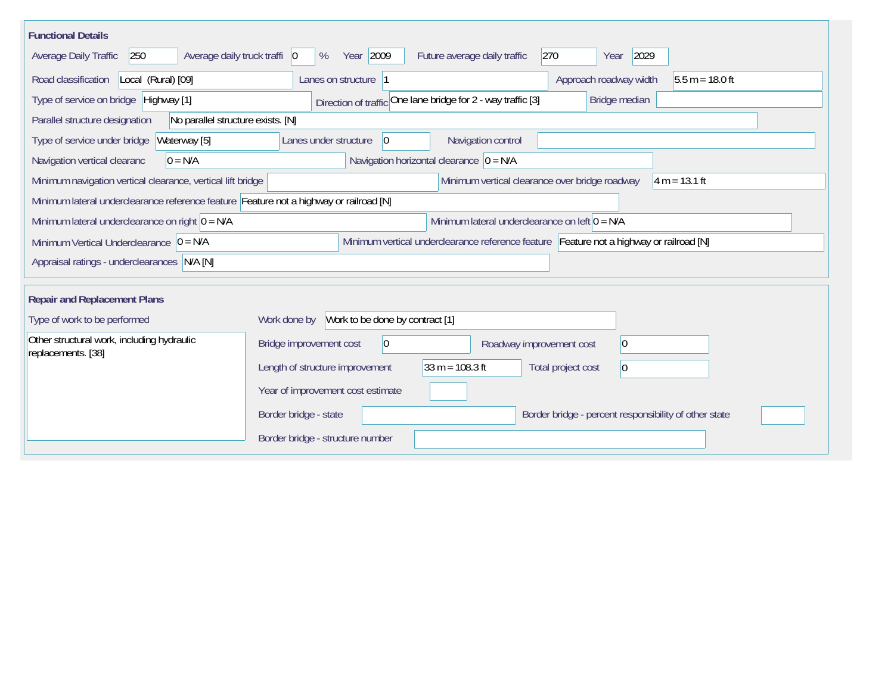## Functional Details

| Field | Value |
| --- | --- |
| Average Daily Traffic | 250 |
| Average daily truck traffi | 0 % |
| Year | 2009 |
| Future average daily traffic | 270 |
| Year | 2029 |
| Road classification | Local (Rural) [09] |
| Lanes on structure | 1 |
| Approach roadway width | 5.5 m = 18.0 ft |
| Type of service on bridge | Highway [1] |
| Direction of traffic | One lane bridge for 2 - way traffic [3] |
| Bridge median | |
| Parallel structure designation | No parallel structure exists. [N] |
| Type of service under bridge | Waterway [5] |
| Lanes under structure | 0 |
| Navigation control | |
| Navigation vertical clearanc | 0 = N/A |
| Navigation horizontal clearance | 0 = N/A |
| Minimum navigation vertical clearance, vertical lift bridge | |
| Minimum vertical clearance over bridge roadway | 4 m = 13.1 ft |
| Minimum lateral underclearance reference feature | Feature not a highway or railroad [N] |
| Minimum lateral underclearance on right | 0 = N/A |
| Minimum lateral underclearance on left | 0 = N/A |
| Minimum Vertical Underclearance | 0 = N/A |
| Minimum vertical underclearance reference feature | Feature not a highway or railroad [N] |
| Appraisal ratings - underclearances | N/A [N] |

## Repair and Replacement Plans

| Field | Value |
| --- | --- |
| Type of work to be performed | Other structural work, including hydraulic replacements. [38] |
| Work done by | Work to be done by contract [1] |
| Bridge improvement cost | 0 |
| Roadway improvement cost | 0 |
| Length of structure improvement | 33 m = 108.3 ft |
| Total project cost | 0 |
| Year of improvement cost estimate | |
| Border bridge - state | |
| Border bridge - percent responsibility of other state | |
| Border bridge - structure number | |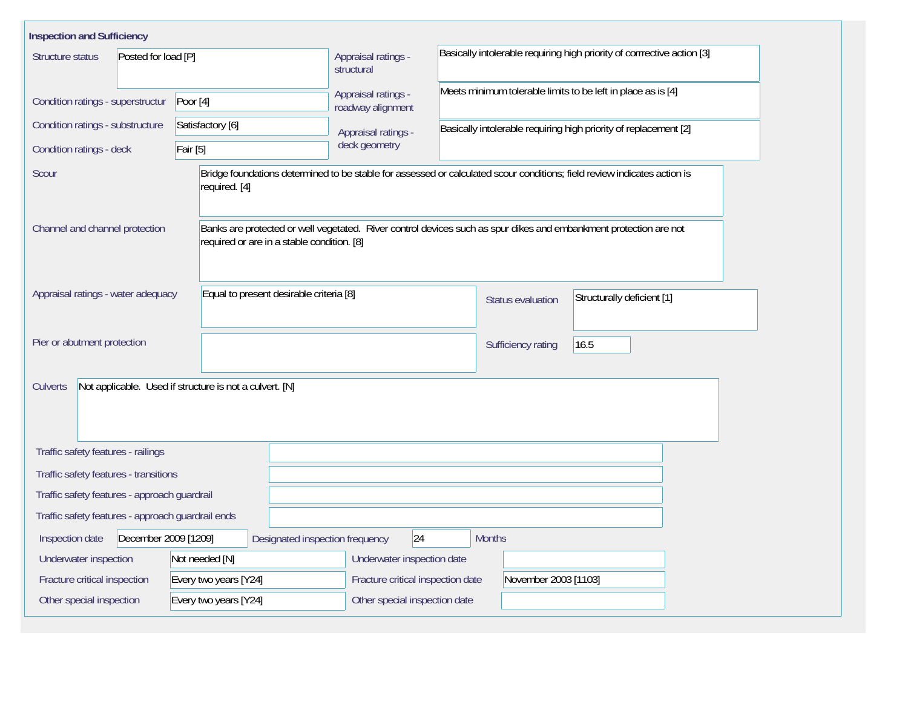## Inspection and Sufficiency

| Field | Value |
|---|---|
| Structure status | Posted for load [P] |
| Appraisal ratings - structural | Basically intolerable requiring high priority of corrrective action [3] |
| Condition ratings - superstructur | Poor [4] |
| Appraisal ratings - roadway alignment | Meets minimum tolerable limits to be left in place as is [4] |
| Condition ratings - substructure | Satisfactory [6] |
| Appraisal ratings - deck geometry | Basically intolerable requiring high priority of replacement [2] |
| Condition ratings - deck | Fair [5] |
| Scour | Bridge foundations determined to be stable for assessed or calculated scour conditions; field review indicates action is required. [4] |
| Channel and channel protection | Banks are protected or well vegetated. River control devices such as spur dikes and embankment protection are not required or are in a stable condition. [8] |
| Appraisal ratings - water adequacy | Equal to present desirable criteria [8] |
| Status evaluation | Structurally deficient [1] |
| Pier or abutment protection | |
| Sufficiency rating | 16.5 |
| Culverts | Not applicable. Used if structure is not a culvert. [N] |
| Traffic safety features - railings | |
| Traffic safety features - transitions | |
| Traffic safety features - approach guardrail | |
| Traffic safety features - approach guardrail ends | |
| Inspection date | December 2009 [1209] |
| Designated inspection frequency | 24 Months |
| Underwater inspection | Not needed [N] |
| Underwater inspection date | |
| Fracture critical inspection | Every two years [Y24] |
| Fracture critical inspection date | November 2003 [1103] |
| Other special inspection | Every two years [Y24] |
| Other special inspection date | |